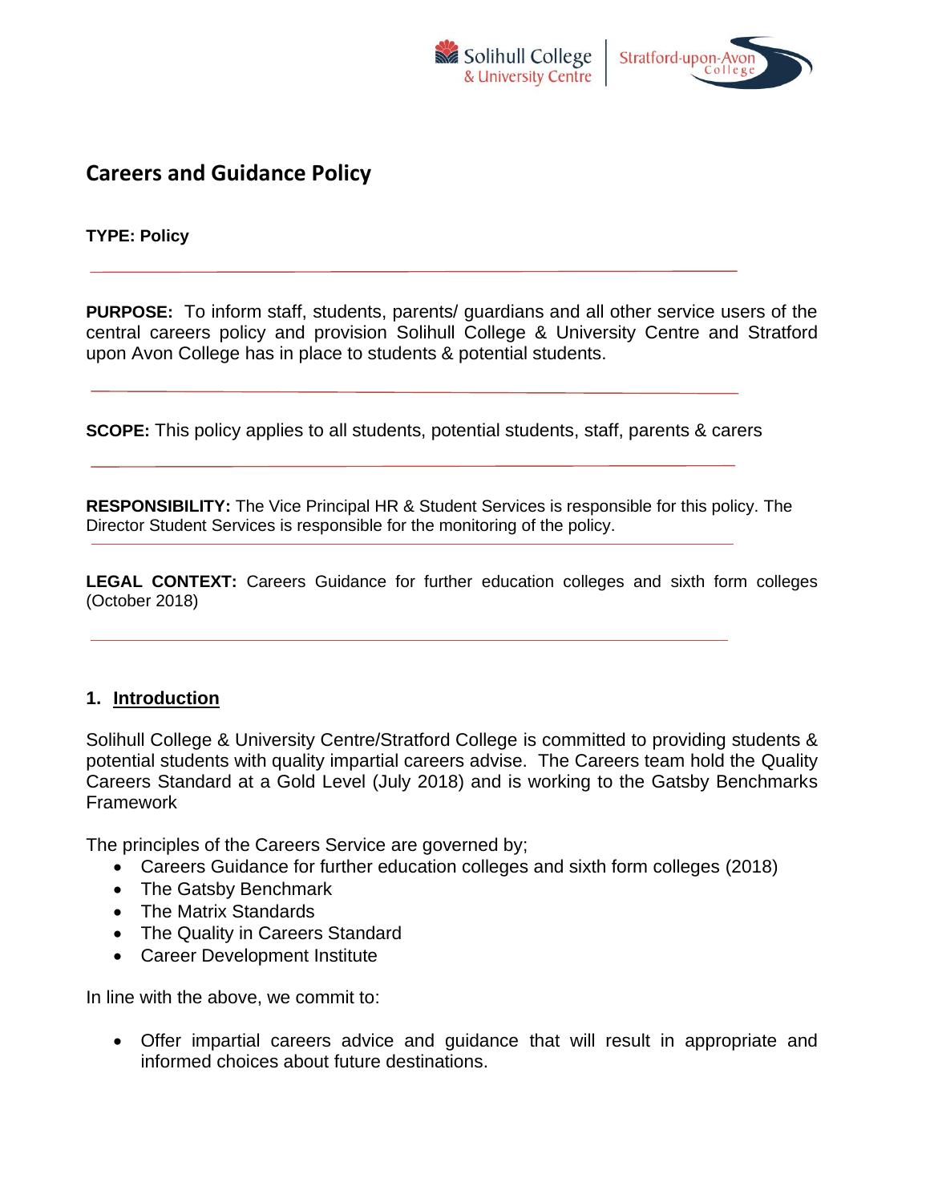# Careers and Guidance Policy

**TYPE: Policy**

---

**PURPOSE:** To inform staff, students, parents/ guardians and all other service users of the central careers policy and provision Solihull College & University Centre and Stratford upon Avon College has in place to students & potential students.

---

**SCOPE:** This policy applies to all students, potential students, staff, parents & carers

---

**RESPONSIBILITY:** The Vice Principal HR & Student Services is responsible for this policy. The Director Student Services is responsible for the monitoring of the policy.

---

**LEGAL CONTEXT:** Careers Guidance for further education colleges and sixth form colleges (October 2018)

---

## 1. Introduction

Solihull College & University Centre/Stratford College is committed to providing students & potential students with quality impartial careers advise. The Careers team hold the Quality Careers Standard at a Gold Level (July 2018) and is working to the Gatsby Benchmarks Framework

The principles of the Careers Service are governed by;

- Careers Guidance for further education colleges and sixth form colleges (2018)
- The Gatsby Benchmark
- The Matrix Standards
- The Quality in Careers Standard
- Career Development Institute

In line with the above, we commit to:

- Offer impartial careers advice and guidance that will result in appropriate and informed choices about future destinations.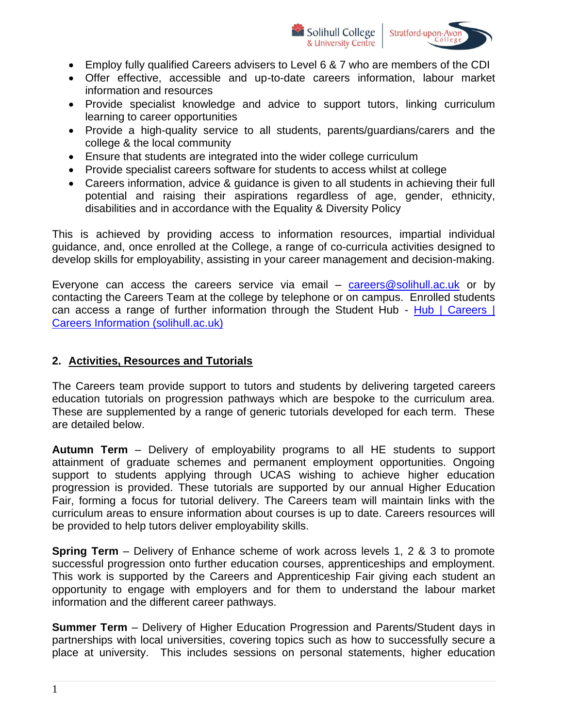- Employ fully qualified Careers advisers to Level 6 & 7 who are members of the CDI
- Offer effective, accessible and up-to-date careers information, labour market information and resources
- Provide specialist knowledge and advice to support tutors, linking curriculum learning to career opportunities
- Provide a high-quality service to all students, parents/guardians/carers and the college & the local community
- Ensure that students are integrated into the wider college curriculum
- Provide specialist careers software for students to access whilst at college
- Careers information, advice & guidance is given to all students in achieving their full potential and raising their aspirations regardless of age, gender, ethnicity, disabilities and in accordance with the Equality & Diversity Policy

This is achieved by providing access to information resources, impartial individual guidance, and, once enrolled at the College, a range of co-curricula activities designed to develop skills for employability, assisting in your career management and decision-making.

Everyone can access the careers service via email – [careers@solihull.ac.uk](mailto:careers@solihull.ac.uk) or by contacting the Careers Team at the college by telephone or on campus. Enrolled students can access a range of further information through the Student Hub - [Hub | Careers | Careers Information (solihull.ac.uk)]()

## 2. Activities, Resources and Tutorials

The Careers team provide support to tutors and students by delivering targeted careers education tutorials on progression pathways which are bespoke to the curriculum area. These are supplemented by a range of generic tutorials developed for each term. These are detailed below.

**Autumn Term** – Delivery of employability programs to all HE students to support attainment of graduate schemes and permanent employment opportunities. Ongoing support to students applying through UCAS wishing to achieve higher education progression is provided. These tutorials are supported by our annual Higher Education Fair, forming a focus for tutorial delivery. The Careers team will maintain links with the curriculum areas to ensure information about courses is up to date. Careers resources will be provided to help tutors deliver employability skills.

**Spring Term** – Delivery of Enhance scheme of work across levels 1, 2 & 3 to promote successful progression onto further education courses, apprenticeships and employment. This work is supported by the Careers and Apprenticeship Fair giving each student an opportunity to engage with employers and for them to understand the labour market information and the different career pathways.

**Summer Term** – Delivery of Higher Education Progression and Parents/Student days in partnerships with local universities, covering topics such as how to successfully secure a place at university. This includes sessions on personal statements, higher education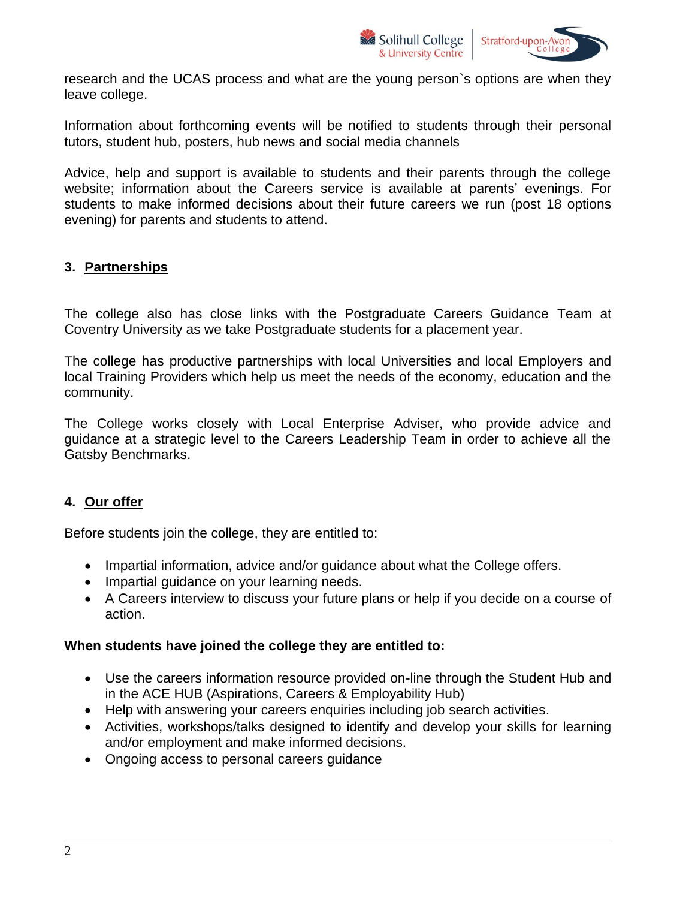research and the UCAS process and what are the young person`s options are when they leave college.

Information about forthcoming events will be notified to students through their personal tutors, student hub, posters, hub news and social media channels

Advice, help and support is available to students and their parents through the college website; information about the Careers service is available at parents' evenings. For students to make informed decisions about their future careers we run (post 18 options evening) for parents and students to attend.

## 3. Partnerships

The college also has close links with the Postgraduate Careers Guidance Team at Coventry University as we take Postgraduate students for a placement year.

The college has productive partnerships with local Universities and local Employers and local Training Providers which help us meet the needs of the economy, education and the community.

The College works closely with Local Enterprise Adviser, who provide advice and guidance at a strategic level to the Careers Leadership Team in order to achieve all the Gatsby Benchmarks.

## 4. Our offer

Before students join the college, they are entitled to:

- Impartial information, advice and/or guidance about what the College offers.
- Impartial guidance on your learning needs.
- A Careers interview to discuss your future plans or help if you decide on a course of action.

**When students have joined the college they are entitled to:**

- Use the careers information resource provided on-line through the Student Hub and in the ACE HUB (Aspirations, Careers & Employability Hub)
- Help with answering your careers enquiries including job search activities.
- Activities, workshops/talks designed to identify and develop your skills for learning and/or employment and make informed decisions.
- Ongoing access to personal careers guidance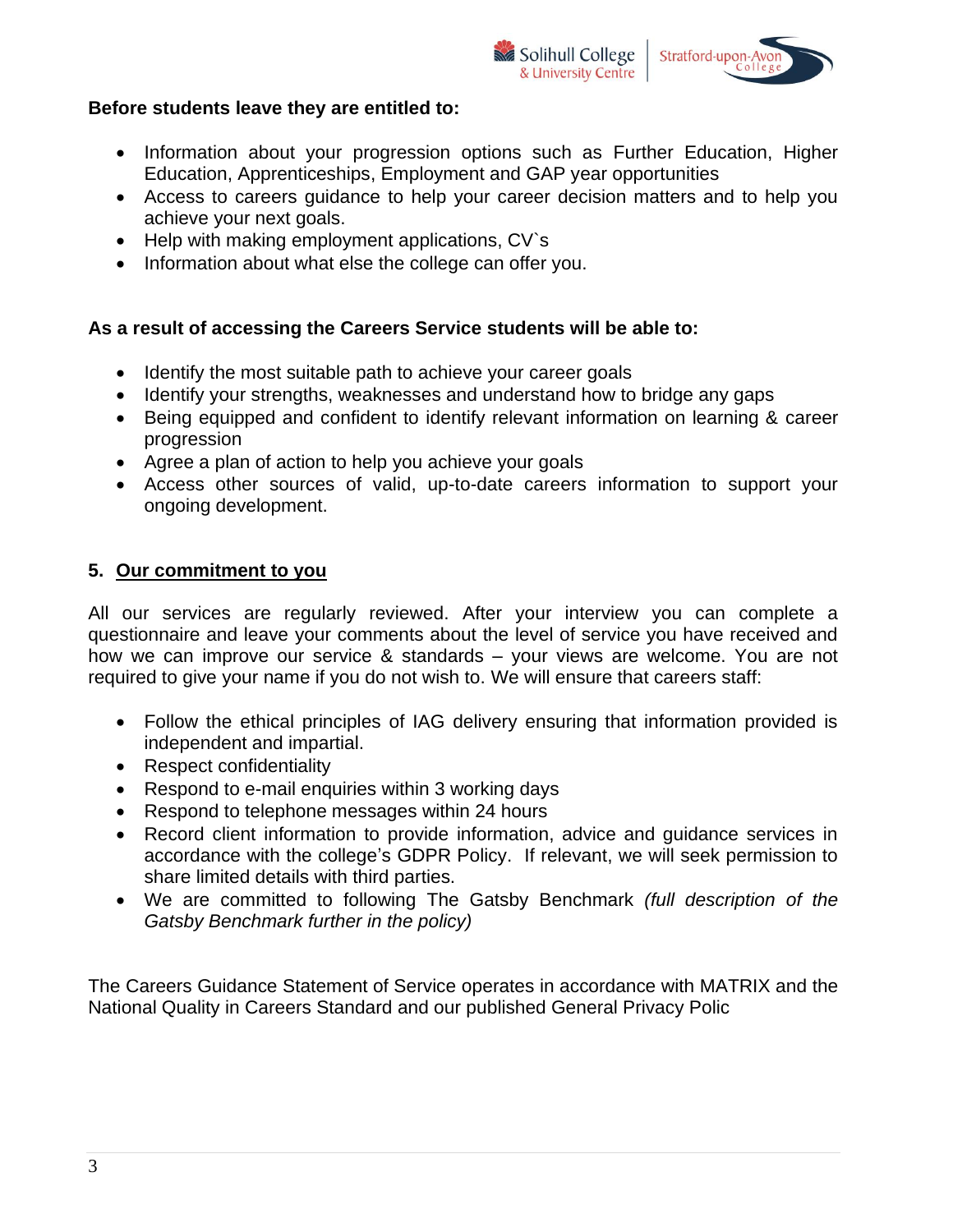**Before students leave they are entitled to:**

- Information about your progression options such as Further Education, Higher Education, Apprenticeships, Employment and GAP year opportunities
- Access to careers guidance to help your career decision matters and to help you achieve your next goals.
- Help with making employment applications, CV`s
- Information about what else the college can offer you.

**As a result of accessing the Careers Service students will be able to:**

- Identify the most suitable path to achieve your career goals
- Identify your strengths, weaknesses and understand how to bridge any gaps
- Being equipped and confident to identify relevant information on learning & career progression
- Agree a plan of action to help you achieve your goals
- Access other sources of valid, up-to-date careers information to support your ongoing development.

## 5. <u>Our commitment to you</u>

All our services are regularly reviewed. After your interview you can complete a questionnaire and leave your comments about the level of service you have received and how we can improve our service & standards – your views are welcome. You are not required to give your name if you do not wish to. We will ensure that careers staff:

- Follow the ethical principles of IAG delivery ensuring that information provided is independent and impartial.
- Respect confidentiality
- Respond to e-mail enquiries within 3 working days
- Respond to telephone messages within 24 hours
- Record client information to provide information, advice and guidance services in accordance with the college's GDPR Policy. If relevant, we will seek permission to share limited details with third parties.
- We are committed to following The Gatsby Benchmark *(full description of the Gatsby Benchmark further in the policy)*

The Careers Guidance Statement of Service operates in accordance with MATRIX and the National Quality in Careers Standard and our published General Privacy Polic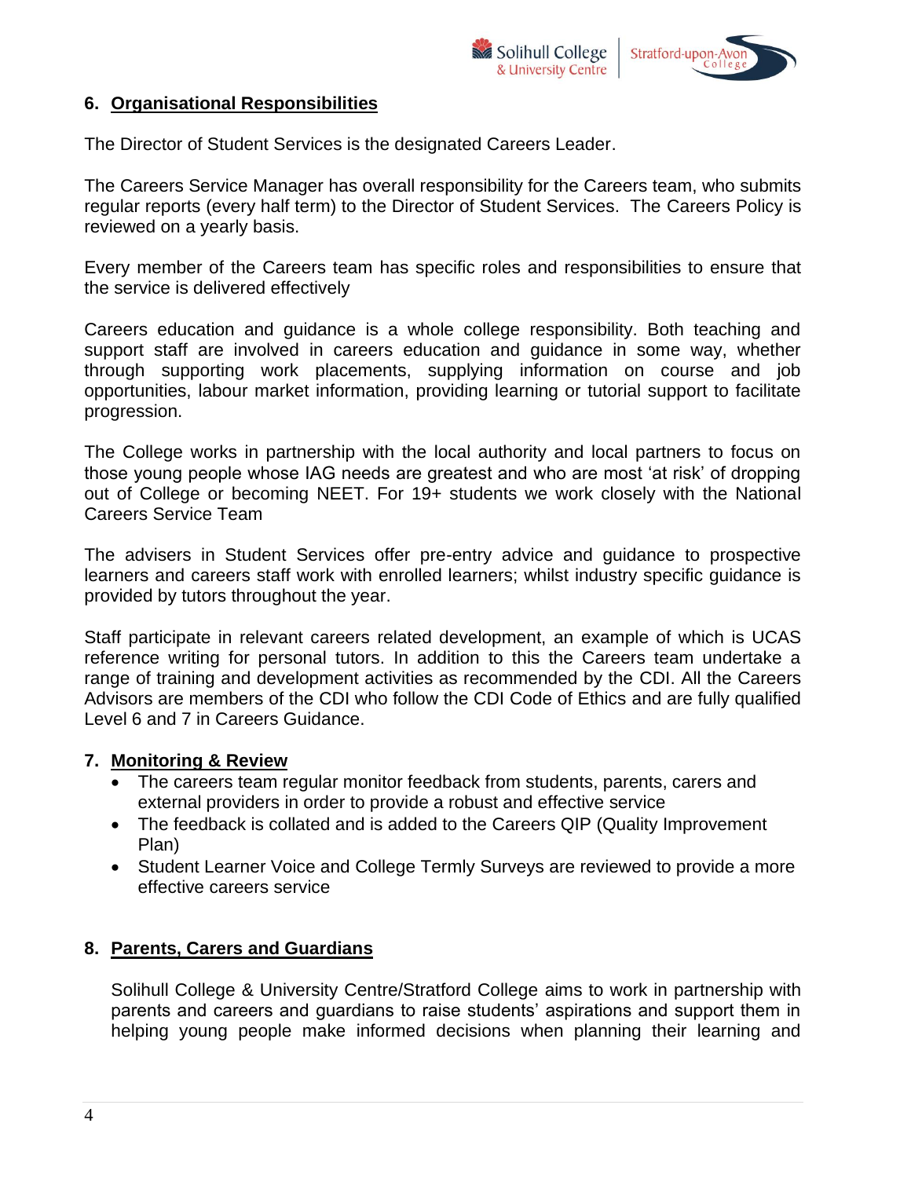## 6. Organisational Responsibilities

The Director of Student Services is the designated Careers Leader.

The Careers Service Manager has overall responsibility for the Careers team, who submits regular reports (every half term) to the Director of Student Services. The Careers Policy is reviewed on a yearly basis.

Every member of the Careers team has specific roles and responsibilities to ensure that the service is delivered effectively

Careers education and guidance is a whole college responsibility. Both teaching and support staff are involved in careers education and guidance in some way, whether through supporting work placements, supplying information on course and job opportunities, labour market information, providing learning or tutorial support to facilitate progression.

The College works in partnership with the local authority and local partners to focus on those young people whose IAG needs are greatest and who are most 'at risk' of dropping out of College or becoming NEET. For 19+ students we work closely with the National Careers Service Team

The advisers in Student Services offer pre-entry advice and guidance to prospective learners and careers staff work with enrolled learners; whilst industry specific guidance is provided by tutors throughout the year.

Staff participate in relevant careers related development, an example of which is UCAS reference writing for personal tutors. In addition to this the Careers team undertake a range of training and development activities as recommended by the CDI. All the Careers Advisors are members of the CDI who follow the CDI Code of Ethics and are fully qualified Level 6 and 7 in Careers Guidance.

## 7. Monitoring & Review

- The careers team regular monitor feedback from students, parents, carers and external providers in order to provide a robust and effective service
- The feedback is collated and is added to the Careers QIP (Quality Improvement Plan)
- Student Learner Voice and College Termly Surveys are reviewed to provide a more effective careers service

## 8. Parents, Carers and Guardians

Solihull College & University Centre/Stratford College aims to work in partnership with parents and careers and guardians to raise students' aspirations and support them in helping young people make informed decisions when planning their learning and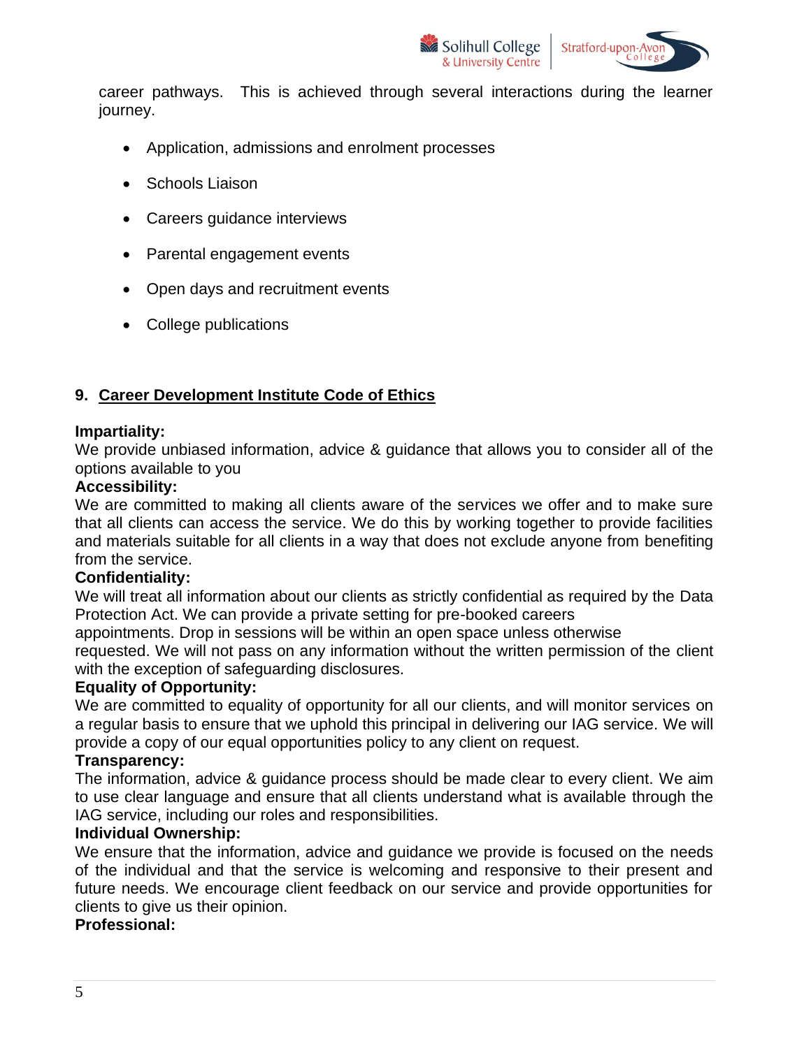career pathways. This is achieved through several interactions during the learner journey.

- Application, admissions and enrolment processes
- Schools Liaison
- Careers guidance interviews
- Parental engagement events
- Open days and recruitment events
- College publications

## 9. Career Development Institute Code of Ethics

**Impartiality:**
We provide unbiased information, advice & guidance that allows you to consider all of the options available to you

**Accessibility:**
We are committed to making all clients aware of the services we offer and to make sure that all clients can access the service. We do this by working together to provide facilities and materials suitable for all clients in a way that does not exclude anyone from benefiting from the service.

**Confidentiality:**
We will treat all information about our clients as strictly confidential as required by the Data Protection Act. We can provide a private setting for pre-booked careers appointments. Drop in sessions will be within an open space unless otherwise requested. We will not pass on any information without the written permission of the client with the exception of safeguarding disclosures.

**Equality of Opportunity:**
We are committed to equality of opportunity for all our clients, and will monitor services on a regular basis to ensure that we uphold this principal in delivering our IAG service. We will provide a copy of our equal opportunities policy to any client on request.

**Transparency:**
The information, advice & guidance process should be made clear to every client. We aim to use clear language and ensure that all clients understand what is available through the IAG service, including our roles and responsibilities.

**Individual Ownership:**
We ensure that the information, advice and guidance we provide is focused on the needs of the individual and that the service is welcoming and responsive to their present and future needs. We encourage client feedback on our service and provide opportunities for clients to give us their opinion.

**Professional:**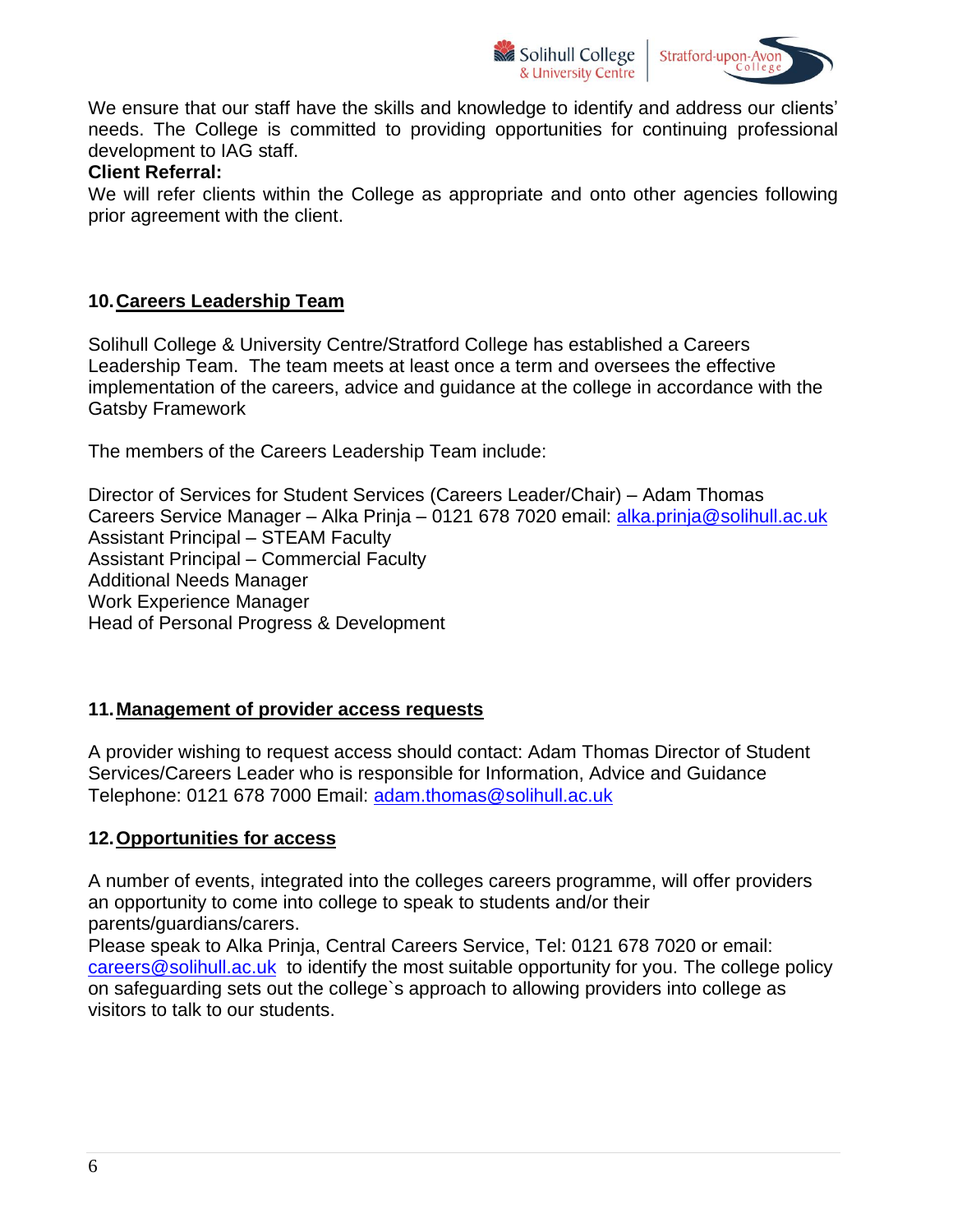We ensure that our staff have the skills and knowledge to identify and address our clients' needs. The College is committed to providing opportunities for continuing professional development to IAG staff.

**Client Referral:**

We will refer clients within the College as appropriate and onto other agencies following prior agreement with the client.

## 10. Careers Leadership Team

Solihull College & University Centre/Stratford College has established a Careers Leadership Team. The team meets at least once a term and oversees the effective implementation of the careers, advice and guidance at the college in accordance with the Gatsby Framework

The members of the Careers Leadership Team include:

Director of Services for Student Services (Careers Leader/Chair) – Adam Thomas
Careers Service Manager – Alka Prinja – 0121 678 7020 email: alka.prinja@solihull.ac.uk
Assistant Principal – STEAM Faculty
Assistant Principal – Commercial Faculty
Additional Needs Manager
Work Experience Manager
Head of Personal Progress & Development

## 11. Management of provider access requests

A provider wishing to request access should contact: Adam Thomas Director of Student Services/Careers Leader who is responsible for Information, Advice and Guidance Telephone: 0121 678 7000 Email: adam.thomas@solihull.ac.uk

## 12. Opportunities for access

A number of events, integrated into the colleges careers programme, will offer providers an opportunity to come into college to speak to students and/or their parents/guardians/carers.

Please speak to Alka Prinja, Central Careers Service, Tel: 0121 678 7020 or email: careers@solihull.ac.uk to identify the most suitable opportunity for you. The college policy on safeguarding sets out the college`s approach to allowing providers into college as visitors to talk to our students.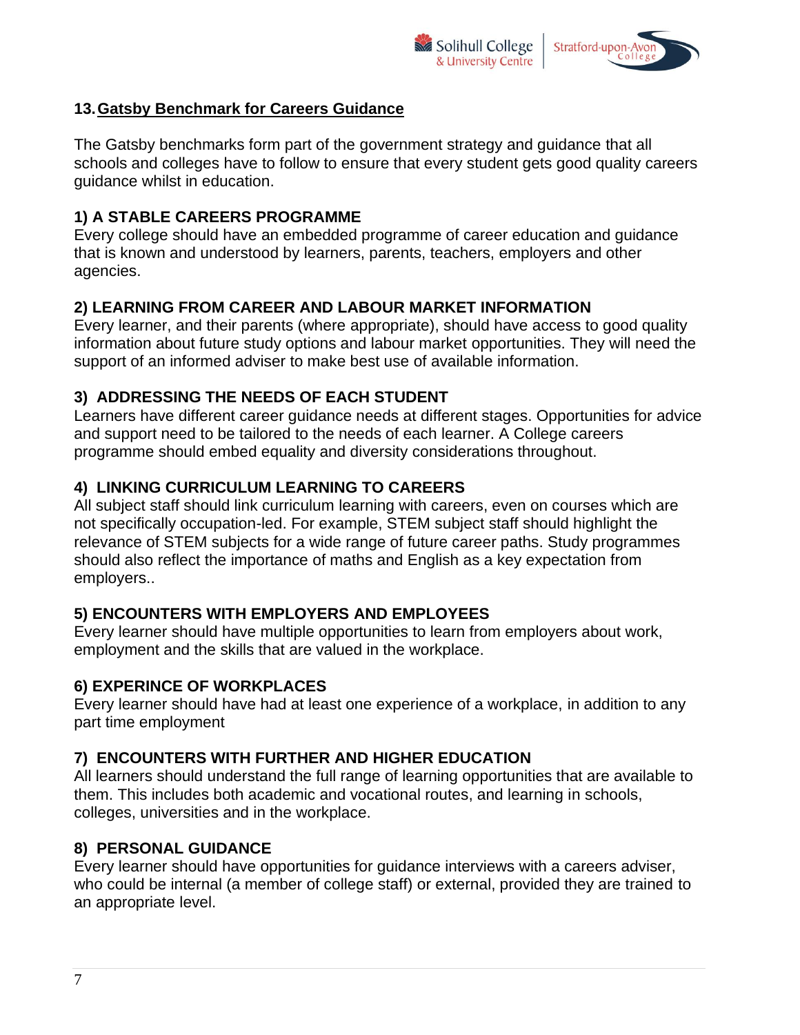## 13. Gatsby Benchmark for Careers Guidance

The Gatsby benchmarks form part of the government strategy and guidance that all schools and colleges have to follow to ensure that every student gets good quality careers guidance whilst in education.

**1) A STABLE CAREERS PROGRAMME**

Every college should have an embedded programme of career education and guidance that is known and understood by learners, parents, teachers, employers and other agencies.

**2) LEARNING FROM CAREER AND LABOUR MARKET INFORMATION**

Every learner, and their parents (where appropriate), should have access to good quality information about future study options and labour market opportunities. They will need the support of an informed adviser to make best use of available information.

**3) ADDRESSING THE NEEDS OF EACH STUDENT**

Learners have different career guidance needs at different stages. Opportunities for advice and support need to be tailored to the needs of each learner. A College careers programme should embed equality and diversity considerations throughout.

**4) LINKING CURRICULUM LEARNING TO CAREERS**

All subject staff should link curriculum learning with careers, even on courses which are not specifically occupation-led. For example, STEM subject staff should highlight the relevance of STEM subjects for a wide range of future career paths. Study programmes should also reflect the importance of maths and English as a key expectation from employers..

**5) ENCOUNTERS WITH EMPLOYERS AND EMPLOYEES**

Every learner should have multiple opportunities to learn from employers about work, employment and the skills that are valued in the workplace.

**6) EXPERINCE OF WORKPLACES**

Every learner should have had at least one experience of a workplace, in addition to any part time employment

**7) ENCOUNTERS WITH FURTHER AND HIGHER EDUCATION**

All learners should understand the full range of learning opportunities that are available to them. This includes both academic and vocational routes, and learning in schools, colleges, universities and in the workplace.

**8) PERSONAL GUIDANCE**

Every learner should have opportunities for guidance interviews with a careers adviser, who could be internal (a member of college staff) or external, provided they are trained to an appropriate level.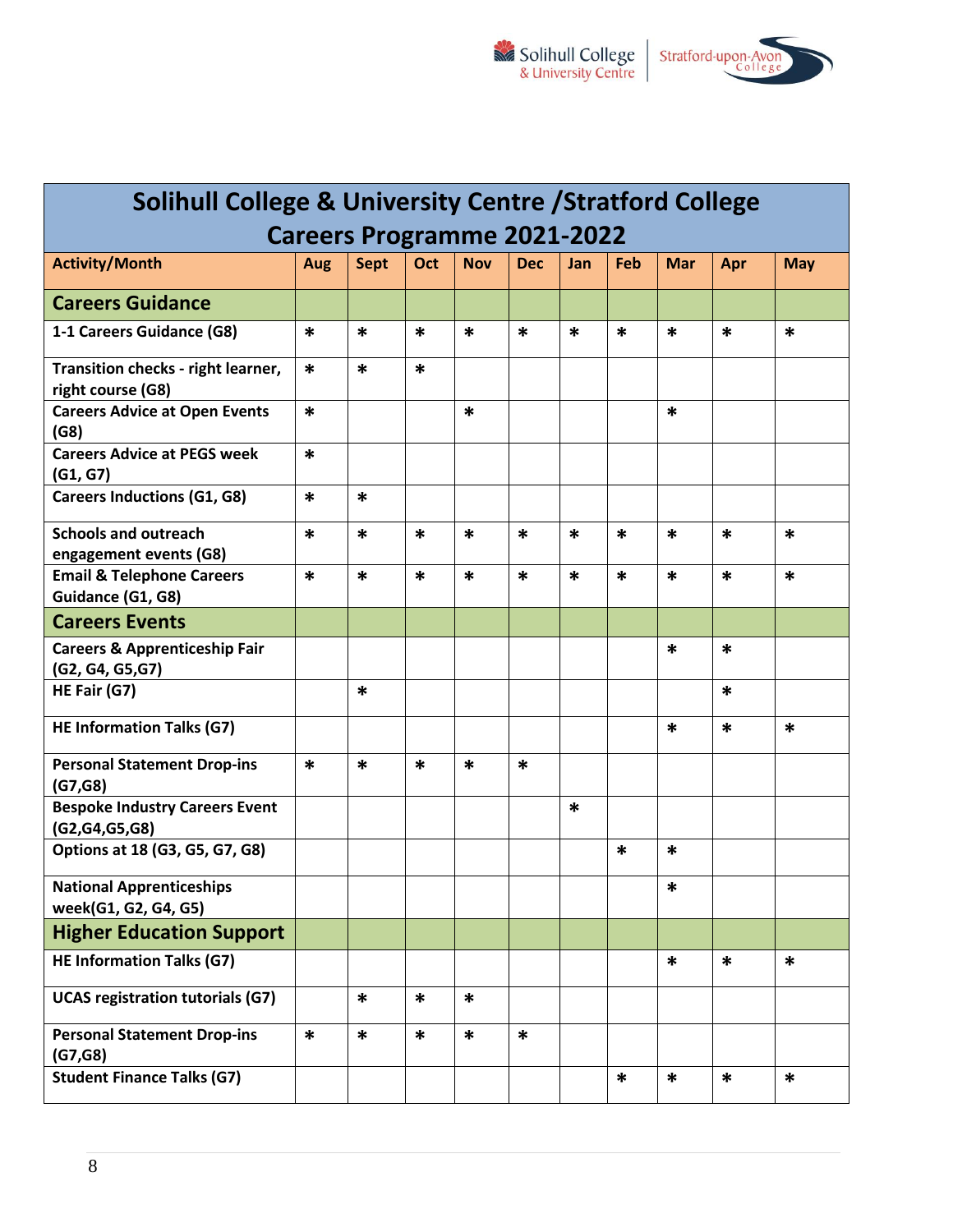| Solihull College & University Centre /Stratford College Careers Programme 2021-2022 | | | | | | | | | | |
|---|---|---|---|---|---|---|---|---|---|---|
| **Activity/Month** | **Aug** | **Sept** | **Oct** | **Nov** | **Dec** | **Jan** | **Feb** | **Mar** | **Apr** | **May** |
| **Careers Guidance** | | | | | | | | | | |
| **1-1 Careers Guidance (G8)** | * | * | * | * | * | * | * | * | * | * |
| **Transition checks - right learner, right course (G8)** | * | * | * | | | | | | | |
| **Careers Advice at Open Events (G8)** | * | | | * | | | | * | | |
| **Careers Advice at PEGS week (G1, G7)** | * | | | | | | | | | |
| **Careers Inductions (G1, G8)** | * | * | | | | | | | | |
| **Schools and outreach engagement events (G8)** | * | * | * | * | * | * | * | * | * | * |
| **Email & Telephone Careers Guidance (G1, G8)** | * | * | * | * | * | * | * | * | * | * |
| **Careers Events** | | | | | | | | | | |
| **Careers & Apprenticeship Fair (G2, G4, G5,G7)** | | | | | | | | * | * | |
| **HE Fair (G7)** | | * | | | | | | | * | |
| **HE Information Talks (G7)** | | | | | | | | * | * | * |
| **Personal Statement Drop-ins (G7,G8)** | * | * | * | * | * | | | | | |
| **Bespoke Industry Careers Event (G2,G4,G5,G8)** | | | | | | * | | | | |
| **Options at 18 (G3, G5, G7, G8)** | | | | | | | * | * | | |
| **National Apprenticeships week(G1, G2, G4, G5)** | | | | | | | | * | | |
| **Higher Education Support** | | | | | | | | | | |
| **HE Information Talks (G7)** | | | | | | | | * | * | * |
| **UCAS registration tutorials (G7)** | | * | * | * | | | | | | |
| **Personal Statement Drop-ins (G7,G8)** | * | * | * | * | * | | | | | |
| **Student Finance Talks (G7)** | | | | | | | * | * | * | * |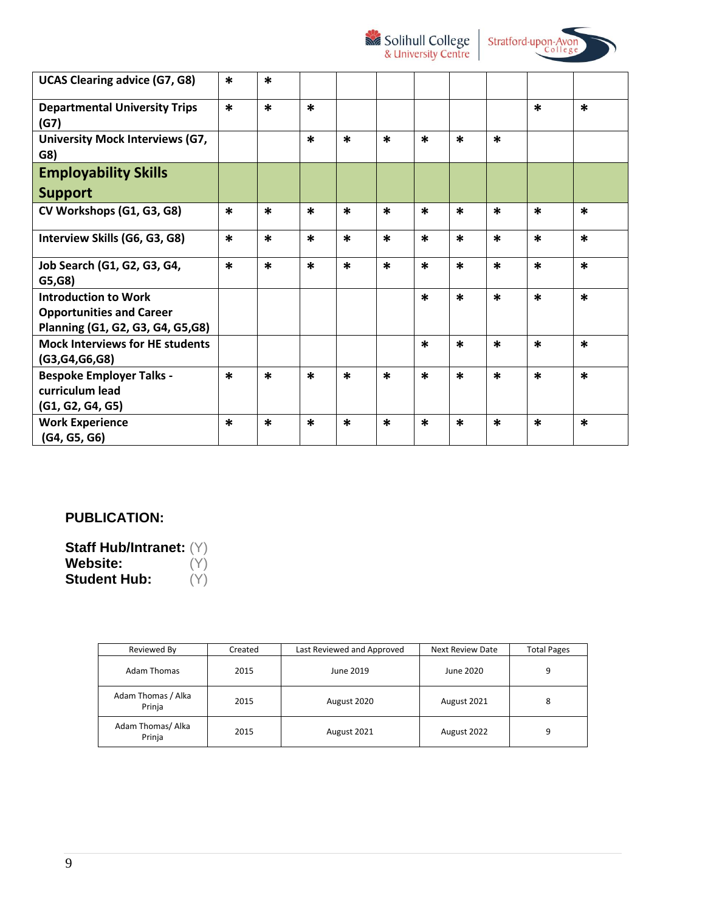| | | | | | | | | | | |
|---|---|---|---|---|---|---|---|---|---|---|
| **UCAS Clearing advice (G7, G8)** | * | * | | | | | | | | |
| **Departmental University Trips (G7)** | * | * | * | | | | | | * | * |
| **University Mock Interviews (G7, G8)** | | | * | * | * | * | * | * | | |
| **Employability Skills Support** | | | | | | | | | | |
| **CV Workshops (G1, G3, G8)** | * | * | * | * | * | * | * | * | * | * |
| **Interview Skills (G6, G3, G8)** | * | * | * | * | * | * | * | * | * | * |
| **Job Search (G1, G2, G3, G4, G5,G8)** | * | * | * | * | * | * | * | * | * | * |
| **Introduction to Work Opportunities and Career Planning (G1, G2, G3, G4, G5,G8)** | | | | | | * | * | * | * | * |
| **Mock Interviews for HE students (G3,G4,G6,G8)** | | | | | | * | * | * | * | * |
| **Bespoke Employer Talks - curriculum lead (G1, G2, G4, G5)** | * | * | * | * | * | * | * | * | * | * |
| **Work Experience (G4, G5, G6)** | * | * | * | * | * | * | * | * | * | * |

**PUBLICATION:**

**Staff Hub/Intranet:** (Y)
**Website:** (Y)
**Student Hub:** (Y)

| Reviewed By | Created | Last Reviewed and Approved | Next Review Date | Total Pages |
|---|---|---|---|---|
| Adam Thomas | 2015 | June 2019 | June 2020 | 9 |
| Adam Thomas / Alka Prinja | 2015 | August 2020 | August 2021 | 8 |
| Adam Thomas/ Alka Prinja | 2015 | August 2021 | August 2022 | 9 |